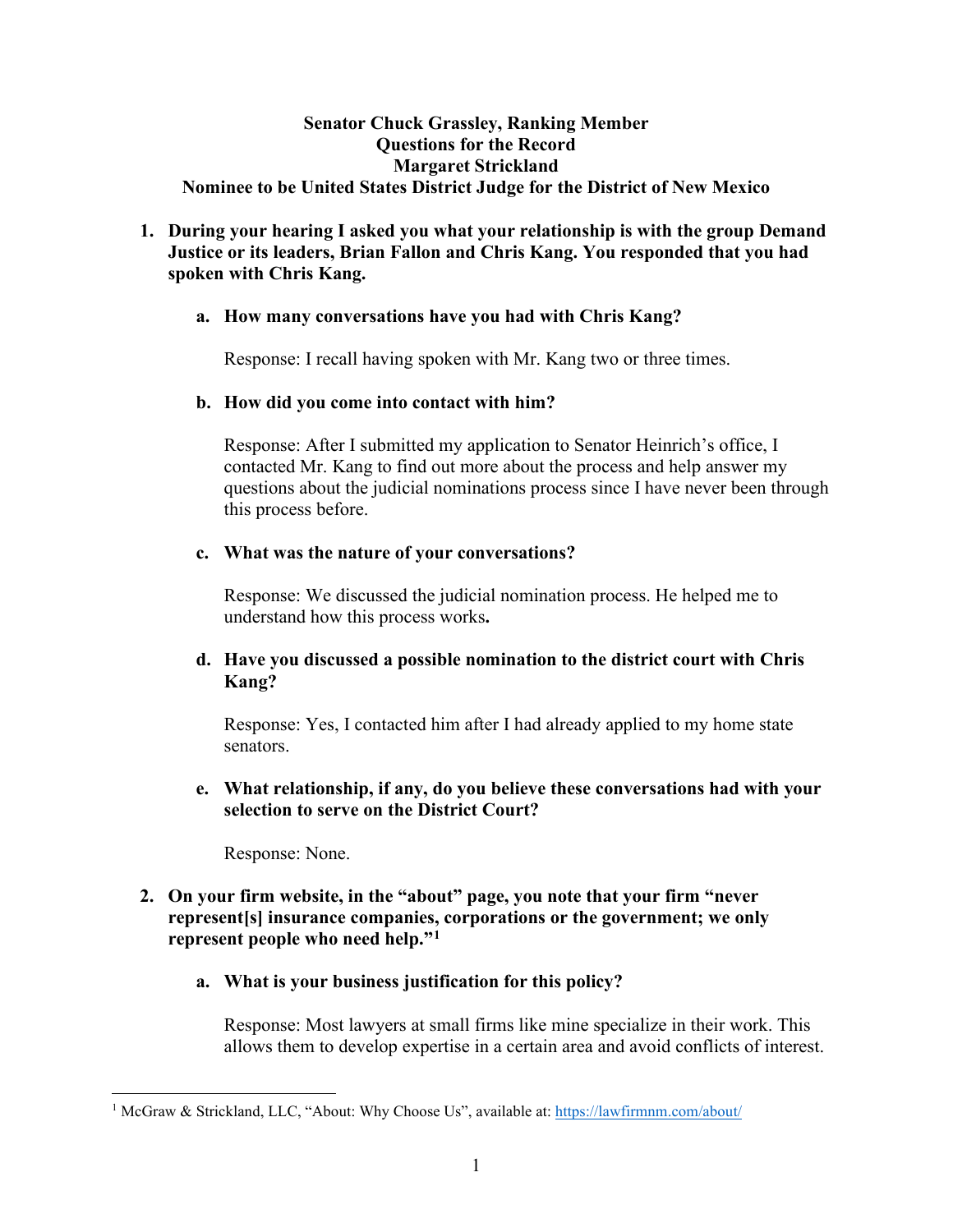**Senator Chuck Grassley, Ranking Member**
**Questions for the Record**
**Margaret Strickland**
**Nominee to be United States District Judge for the District of New Mexico**

1. **During your hearing I asked you what your relationship is with the group Demand Justice or its leaders, Brian Fallon and Chris Kang. You responded that you had spoken with Chris Kang.**

   a. **How many conversations have you had with Chris Kang?**

   Response: I recall having spoken with Mr. Kang two or three times.

   b. **How did you come into contact with him?**

   Response: After I submitted my application to Senator Heinrich's office, I contacted Mr. Kang to find out more about the process and help answer my questions about the judicial nominations process since I have never been through this process before.

   c. **What was the nature of your conversations?**

   Response: We discussed the judicial nomination process. He helped me to understand how this process works**.**

   d. **Have you discussed a possible nomination to the district court with Chris Kang?**

   Response: Yes, I contacted him after I had already applied to my home state senators.

   e. **What relationship, if any, do you believe these conversations had with your selection to serve on the District Court?**

   Response: None.

2. **On your firm website, in the "about" page, you note that your firm "never represent[s] insurance companies, corporations or the government; we only represent people who need help."[1]**

   a. **What is your business justification for this policy?**

   Response: Most lawyers at small firms like mine specialize in their work. This allows them to develop expertise in a certain area and avoid conflicts of interest.

[1] McGraw & Strickland, LLC, "About: Why Choose Us", available at: https://lawfirmnm.com/about/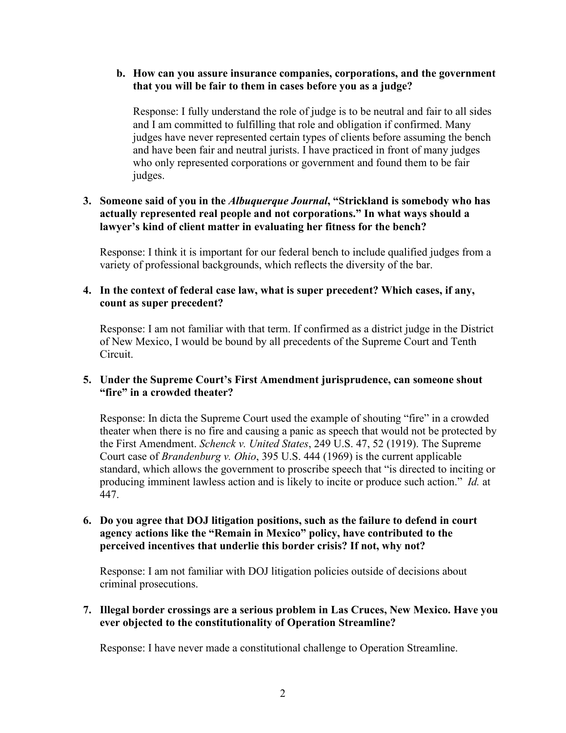**b. How can you assure insurance companies, corporations, and the government that you will be fair to them in cases before you as a judge?**

Response: I fully understand the role of judge is to be neutral and fair to all sides and I am committed to fulfilling that role and obligation if confirmed. Many judges have never represented certain types of clients before assuming the bench and have been fair and neutral jurists. I have practiced in front of many judges who only represented corporations or government and found them to be fair judges.

**3. Someone said of you in the *Albuquerque Journal*, "Strickland is somebody who has actually represented real people and not corporations." In what ways should a lawyer's kind of client matter in evaluating her fitness for the bench?**

Response: I think it is important for our federal bench to include qualified judges from a variety of professional backgrounds, which reflects the diversity of the bar.

**4. In the context of federal case law, what is super precedent? Which cases, if any, count as super precedent?**

Response: I am not familiar with that term. If confirmed as a district judge in the District of New Mexico, I would be bound by all precedents of the Supreme Court and Tenth Circuit.

**5. Under the Supreme Court's First Amendment jurisprudence, can someone shout "fire" in a crowded theater?**

Response: In dicta the Supreme Court used the example of shouting "fire" in a crowded theater when there is no fire and causing a panic as speech that would not be protected by the First Amendment. *Schenck v. United States*, 249 U.S. 47, 52 (1919). The Supreme Court case of *Brandenburg v. Ohio*, 395 U.S. 444 (1969) is the current applicable standard, which allows the government to proscribe speech that "is directed to inciting or producing imminent lawless action and is likely to incite or produce such action." *Id.* at 447.

**6. Do you agree that DOJ litigation positions, such as the failure to defend in court agency actions like the "Remain in Mexico" policy, have contributed to the perceived incentives that underlie this border crisis? If not, why not?**

Response: I am not familiar with DOJ litigation policies outside of decisions about criminal prosecutions.

**7. Illegal border crossings are a serious problem in Las Cruces, New Mexico. Have you ever objected to the constitutionality of Operation Streamline?**

Response: I have never made a constitutional challenge to Operation Streamline.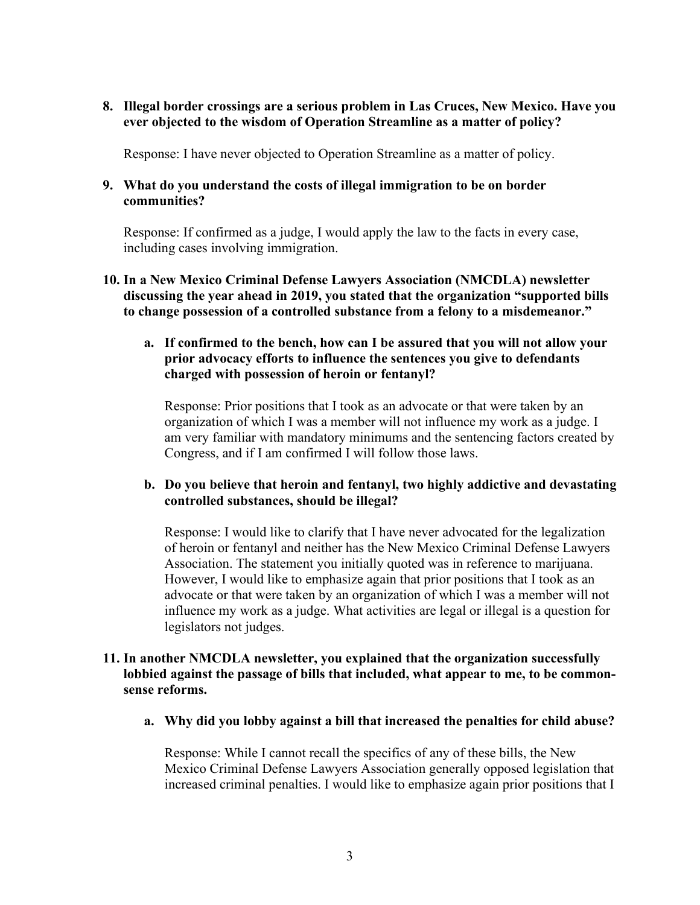**8. Illegal border crossings are a serious problem in Las Cruces, New Mexico. Have you ever objected to the wisdom of Operation Streamline as a matter of policy?**

Response: I have never objected to Operation Streamline as a matter of policy.

**9. What do you understand the costs of illegal immigration to be on border communities?**

Response: If confirmed as a judge, I would apply the law to the facts in every case, including cases involving immigration.

**10. In a New Mexico Criminal Defense Lawyers Association (NMCDLA) newsletter discussing the year ahead in 2019, you stated that the organization "supported bills to change possession of a controlled substance from a felony to a misdemeanor."**

**a. If confirmed to the bench, how can I be assured that you will not allow your prior advocacy efforts to influence the sentences you give to defendants charged with possession of heroin or fentanyl?**

Response: Prior positions that I took as an advocate or that were taken by an organization of which I was a member will not influence my work as a judge. I am very familiar with mandatory minimums and the sentencing factors created by Congress, and if I am confirmed I will follow those laws.

**b. Do you believe that heroin and fentanyl, two highly addictive and devastating controlled substances, should be illegal?**

Response: I would like to clarify that I have never advocated for the legalization of heroin or fentanyl and neither has the New Mexico Criminal Defense Lawyers Association. The statement you initially quoted was in reference to marijuana. However, I would like to emphasize again that prior positions that I took as an advocate or that were taken by an organization of which I was a member will not influence my work as a judge. What activities are legal or illegal is a question for legislators not judges.

**11. In another NMCDLA newsletter, you explained that the organization successfully lobbied against the passage of bills that included, what appear to me, to be common-sense reforms.**

**a. Why did you lobby against a bill that increased the penalties for child abuse?**

Response: While I cannot recall the specifics of any of these bills, the New Mexico Criminal Defense Lawyers Association generally opposed legislation that increased criminal penalties. I would like to emphasize again prior positions that I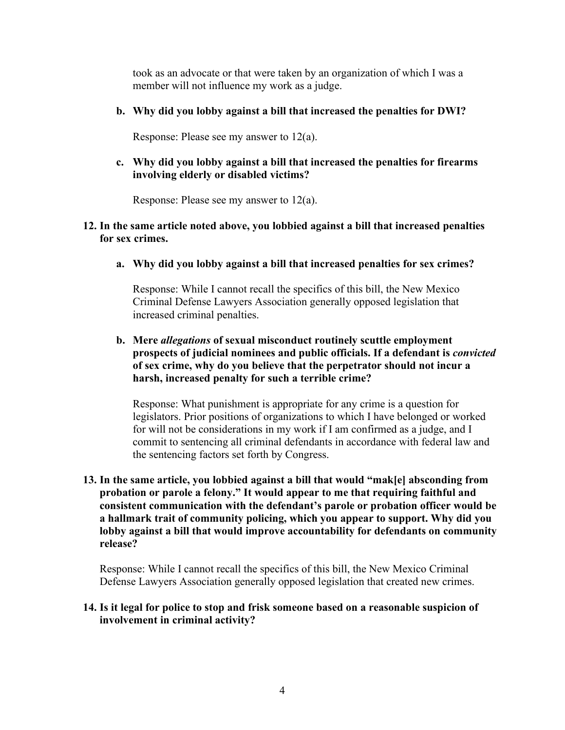took as an advocate or that were taken by an organization of which I was a member will not influence my work as a judge.

**b. Why did you lobby against a bill that increased the penalties for DWI?**

Response: Please see my answer to 12(a).

**c. Why did you lobby against a bill that increased the penalties for firearms involving elderly or disabled victims?**

Response: Please see my answer to 12(a).

**12. In the same article noted above, you lobbied against a bill that increased penalties for sex crimes.**

**a. Why did you lobby against a bill that increased penalties for sex crimes?**

Response: While I cannot recall the specifics of this bill, the New Mexico Criminal Defense Lawyers Association generally opposed legislation that increased criminal penalties.

**b. Mere *allegations* of sexual misconduct routinely scuttle employment prospects of judicial nominees and public officials. If a defendant is *convicted* of sex crime, why do you believe that the perpetrator should not incur a harsh, increased penalty for such a terrible crime?**

Response: What punishment is appropriate for any crime is a question for legislators. Prior positions of organizations to which I have belonged or worked for will not be considerations in my work if I am confirmed as a judge, and I commit to sentencing all criminal defendants in accordance with federal law and the sentencing factors set forth by Congress.

**13. In the same article, you lobbied against a bill that would "mak[e] absconding from probation or parole a felony." It would appear to me that requiring faithful and consistent communication with the defendant's parole or probation officer would be a hallmark trait of community policing, which you appear to support. Why did you lobby against a bill that would improve accountability for defendants on community release?**

Response: While I cannot recall the specifics of this bill, the New Mexico Criminal Defense Lawyers Association generally opposed legislation that created new crimes.

**14. Is it legal for police to stop and frisk someone based on a reasonable suspicion of involvement in criminal activity?**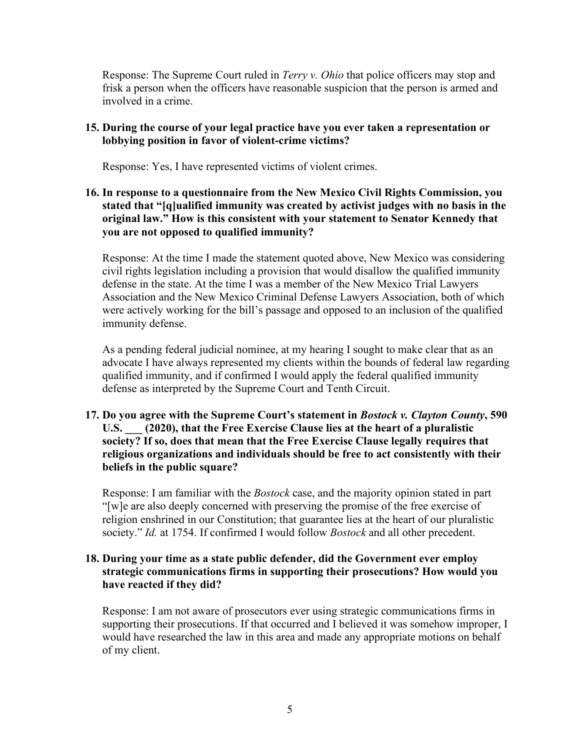Response: The Supreme Court ruled in *Terry v. Ohio* that police officers may stop and frisk a person when the officers have reasonable suspicion that the person is armed and involved in a crime.

**15. During the course of your legal practice have you ever taken a representation or lobbying position in favor of violent-crime victims?**

Response: Yes, I have represented victims of violent crimes.

**16. In response to a questionnaire from the New Mexico Civil Rights Commission, you stated that "[q]ualified immunity was created by activist judges with no basis in the original law." How is this consistent with your statement to Senator Kennedy that you are not opposed to qualified immunity?**

Response: At the time I made the statement quoted above, New Mexico was considering civil rights legislation including a provision that would disallow the qualified immunity defense in the state. At the time I was a member of the New Mexico Trial Lawyers Association and the New Mexico Criminal Defense Lawyers Association, both of which were actively working for the bill's passage and opposed to an inclusion of the qualified immunity defense.

As a pending federal judicial nominee, at my hearing I sought to make clear that as an advocate I have always represented my clients within the bounds of federal law regarding qualified immunity, and if confirmed I would apply the federal qualified immunity defense as interpreted by the Supreme Court and Tenth Circuit.

**17. Do you agree with the Supreme Court's statement in *Bostock v. Clayton County*, 590 U.S. ___ (2020), that the Free Exercise Clause lies at the heart of a pluralistic society? If so, does that mean that the Free Exercise Clause legally requires that religious organizations and individuals should be free to act consistently with their beliefs in the public square?**

Response: I am familiar with the *Bostock* case, and the majority opinion stated in part "[w]e are also deeply concerned with preserving the promise of the free exercise of religion enshrined in our Constitution; that guarantee lies at the heart of our pluralistic society." *Id.* at 1754. If confirmed I would follow *Bostock* and all other precedent.

**18. During your time as a state public defender, did the Government ever employ strategic communications firms in supporting their prosecutions? How would you have reacted if they did?**

Response: I am not aware of prosecutors ever using strategic communications firms in supporting their prosecutions. If that occurred and I believed it was somehow improper, I would have researched the law in this area and made any appropriate motions on behalf of my client.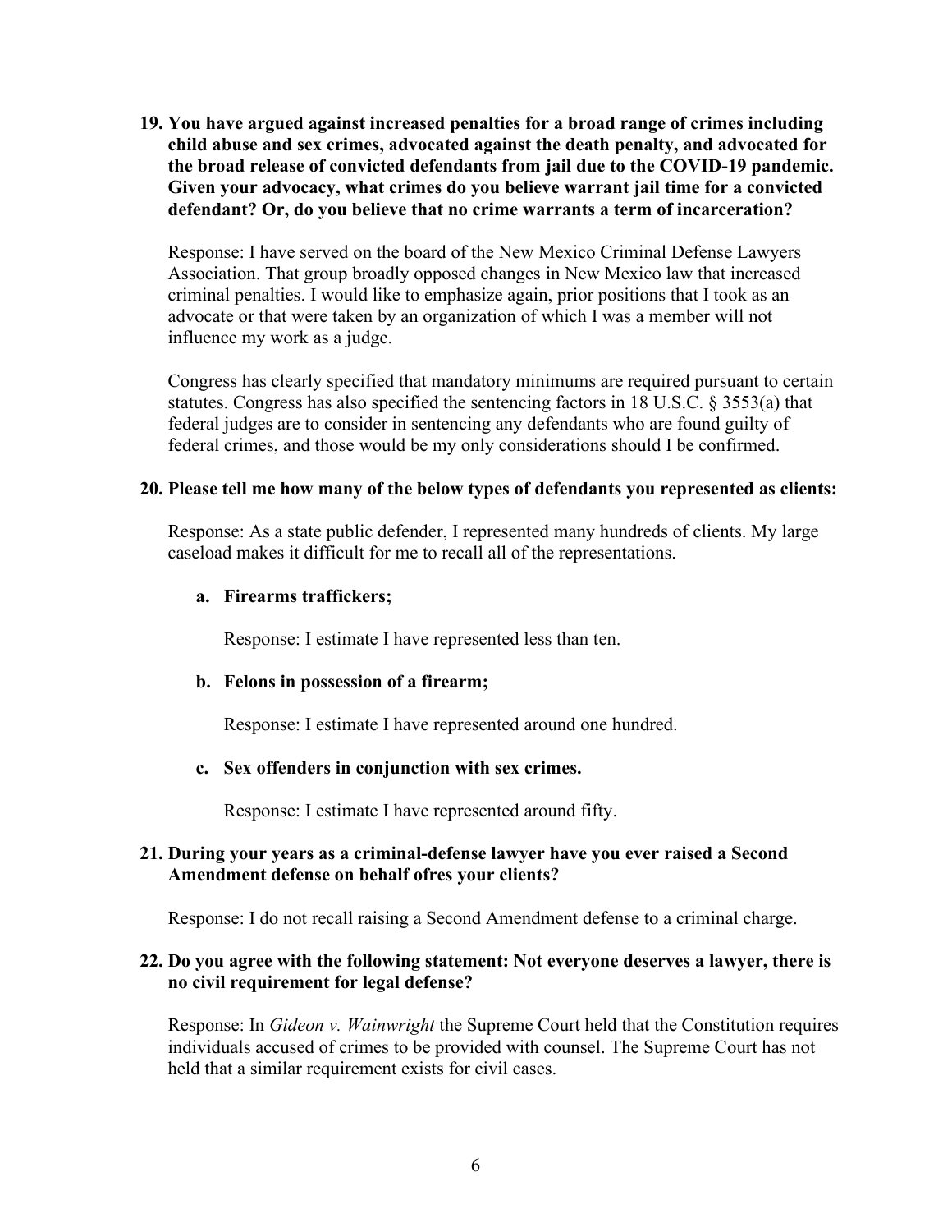**19. You have argued against increased penalties for a broad range of crimes including child abuse and sex crimes, advocated against the death penalty, and advocated for the broad release of convicted defendants from jail due to the COVID-19 pandemic. Given your advocacy, what crimes do you believe warrant jail time for a convicted defendant? Or, do you believe that no crime warrants a term of incarceration?**

Response: I have served on the board of the New Mexico Criminal Defense Lawyers Association. That group broadly opposed changes in New Mexico law that increased criminal penalties. I would like to emphasize again, prior positions that I took as an advocate or that were taken by an organization of which I was a member will not influence my work as a judge.

Congress has clearly specified that mandatory minimums are required pursuant to certain statutes. Congress has also specified the sentencing factors in 18 U.S.C. § 3553(a) that federal judges are to consider in sentencing any defendants who are found guilty of federal crimes, and those would be my only considerations should I be confirmed.

**20. Please tell me how many of the below types of defendants you represented as clients:**

Response: As a state public defender, I represented many hundreds of clients. My large caseload makes it difficult for me to recall all of the representations.

**a. Firearms traffickers;**

Response: I estimate I have represented less than ten.

**b. Felons in possession of a firearm;**

Response: I estimate I have represented around one hundred.

**c. Sex offenders in conjunction with sex crimes.**

Response: I estimate I have represented around fifty.

**21. During your years as a criminal-defense lawyer have you ever raised a Second Amendment defense on behalf ofres your clients?**

Response: I do not recall raising a Second Amendment defense to a criminal charge.

**22. Do you agree with the following statement: Not everyone deserves a lawyer, there is no civil requirement for legal defense?**

Response: In *Gideon v. Wainwright* the Supreme Court held that the Constitution requires individuals accused of crimes to be provided with counsel. The Supreme Court has not held that a similar requirement exists for civil cases.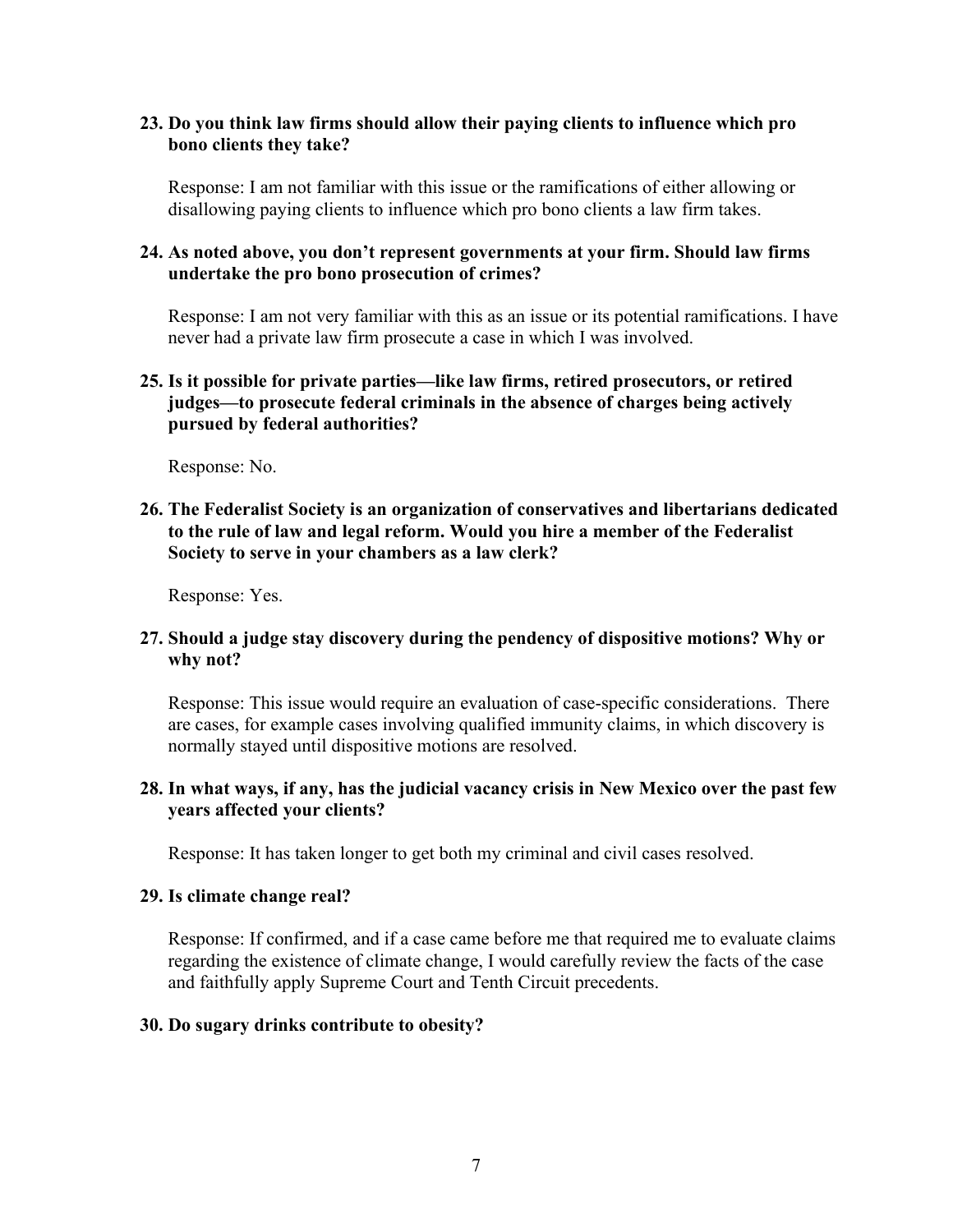**23. Do you think law firms should allow their paying clients to influence which pro bono clients they take?**

Response: I am not familiar with this issue or the ramifications of either allowing or disallowing paying clients to influence which pro bono clients a law firm takes.

**24. As noted above, you don't represent governments at your firm. Should law firms undertake the pro bono prosecution of crimes?**

Response: I am not very familiar with this as an issue or its potential ramifications. I have never had a private law firm prosecute a case in which I was involved.

**25. Is it possible for private parties—like law firms, retired prosecutors, or retired judges—to prosecute federal criminals in the absence of charges being actively pursued by federal authorities?**

Response: No.

**26. The Federalist Society is an organization of conservatives and libertarians dedicated to the rule of law and legal reform. Would you hire a member of the Federalist Society to serve in your chambers as a law clerk?**

Response: Yes.

**27. Should a judge stay discovery during the pendency of dispositive motions? Why or why not?**

Response: This issue would require an evaluation of case-specific considerations. There are cases, for example cases involving qualified immunity claims, in which discovery is normally stayed until dispositive motions are resolved.

**28. In what ways, if any, has the judicial vacancy crisis in New Mexico over the past few years affected your clients?**

Response: It has taken longer to get both my criminal and civil cases resolved.

**29. Is climate change real?**

Response: If confirmed, and if a case came before me that required me to evaluate claims regarding the existence of climate change, I would carefully review the facts of the case and faithfully apply Supreme Court and Tenth Circuit precedents.

**30. Do sugary drinks contribute to obesity?**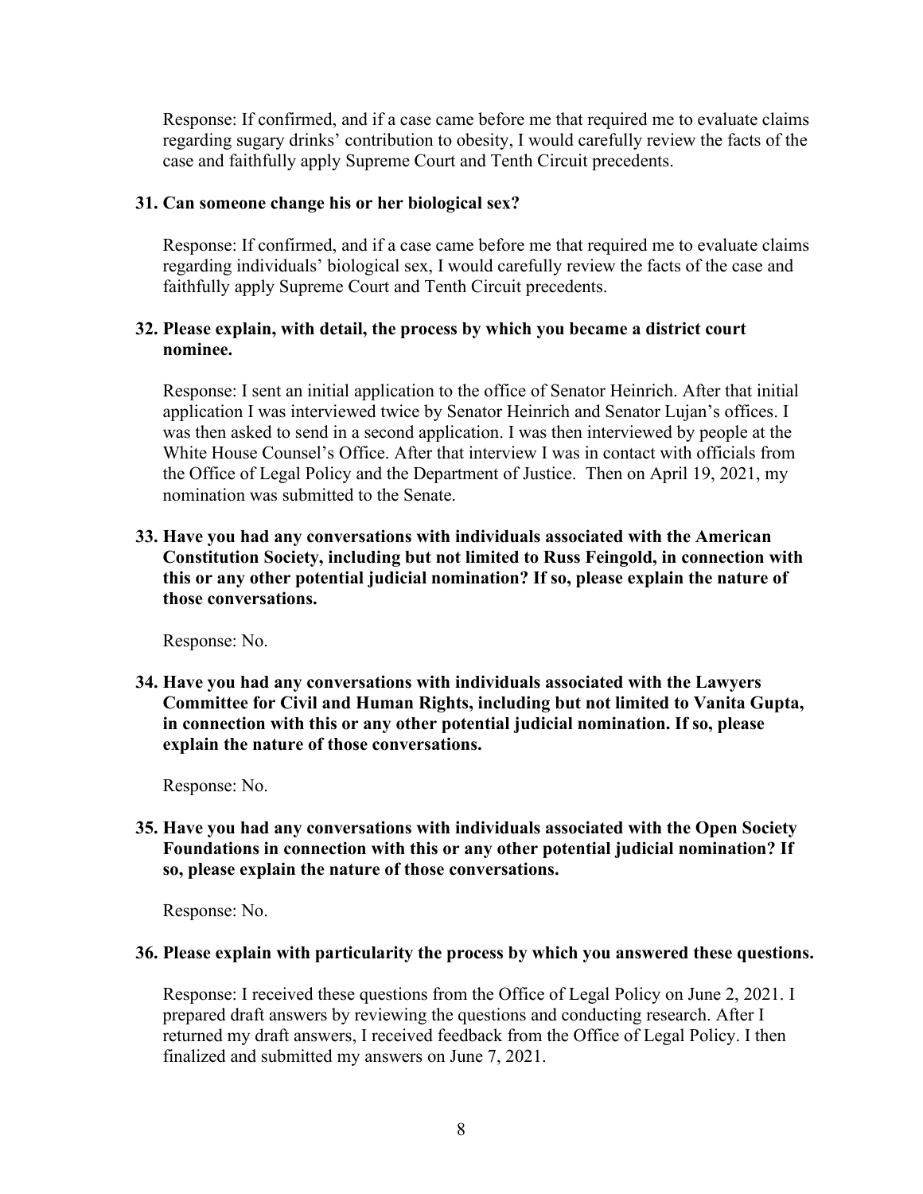Response: If confirmed, and if a case came before me that required me to evaluate claims regarding sugary drinks' contribution to obesity, I would carefully review the facts of the case and faithfully apply Supreme Court and Tenth Circuit precedents.

**31. Can someone change his or her biological sex?**

Response: If confirmed, and if a case came before me that required me to evaluate claims regarding individuals' biological sex, I would carefully review the facts of the case and faithfully apply Supreme Court and Tenth Circuit precedents.

**32. Please explain, with detail, the process by which you became a district court nominee.**

Response: I sent an initial application to the office of Senator Heinrich. After that initial application I was interviewed twice by Senator Heinrich and Senator Lujan's offices. I was then asked to send in a second application. I was then interviewed by people at the White House Counsel's Office. After that interview I was in contact with officials from the Office of Legal Policy and the Department of Justice. Then on April 19, 2021, my nomination was submitted to the Senate.

**33. Have you had any conversations with individuals associated with the American Constitution Society, including but not limited to Russ Feingold, in connection with this or any other potential judicial nomination? If so, please explain the nature of those conversations.**

Response: No.

**34. Have you had any conversations with individuals associated with the Lawyers Committee for Civil and Human Rights, including but not limited to Vanita Gupta, in connection with this or any other potential judicial nomination. If so, please explain the nature of those conversations.**

Response: No.

**35. Have you had any conversations with individuals associated with the Open Society Foundations in connection with this or any other potential judicial nomination? If so, please explain the nature of those conversations.**

Response: No.

**36. Please explain with particularity the process by which you answered these questions.**

Response: I received these questions from the Office of Legal Policy on June 2, 2021. I prepared draft answers by reviewing the questions and conducting research. After I returned my draft answers, I received feedback from the Office of Legal Policy. I then finalized and submitted my answers on June 7, 2021.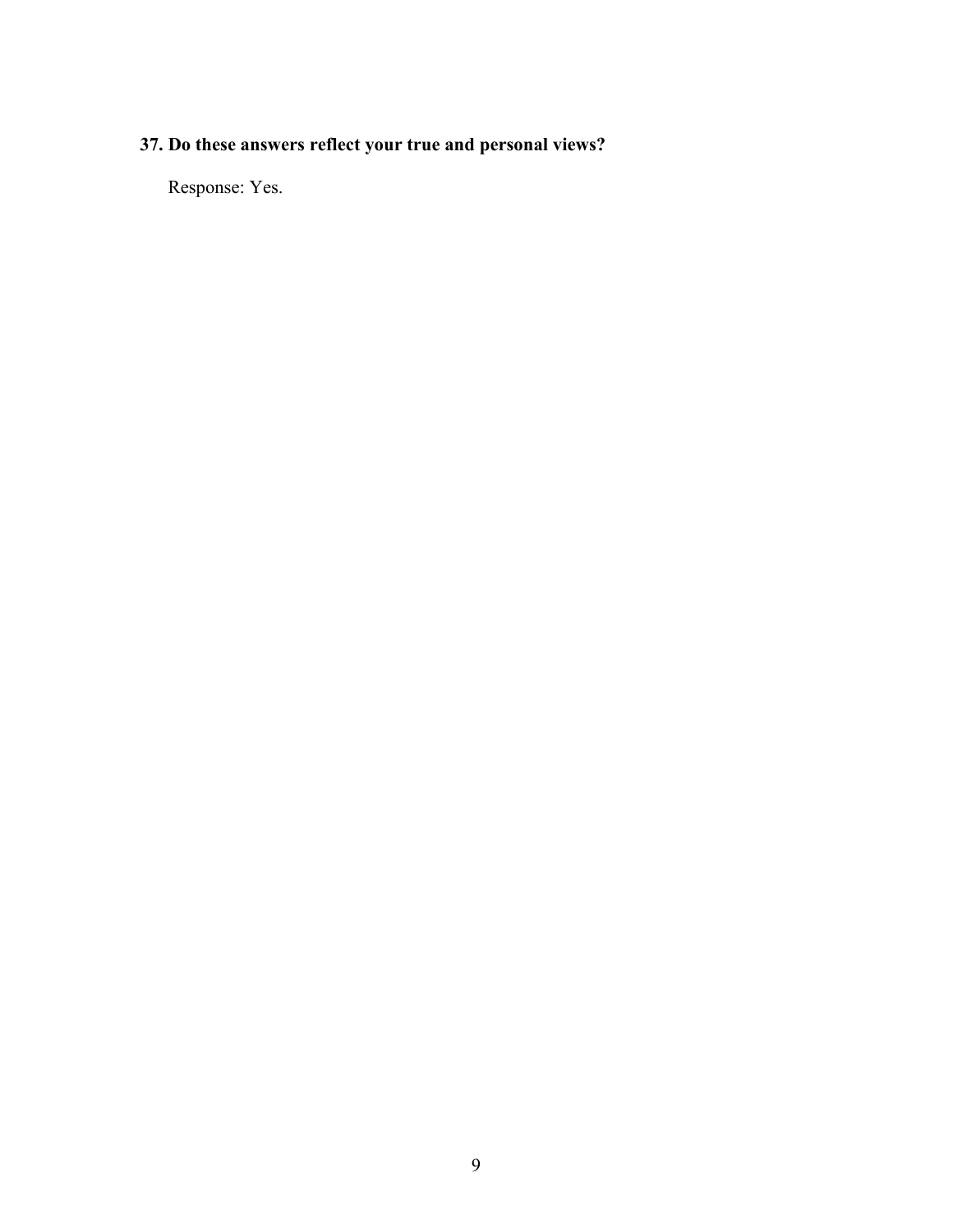**37. Do these answers reflect your true and personal views?**

Response: Yes.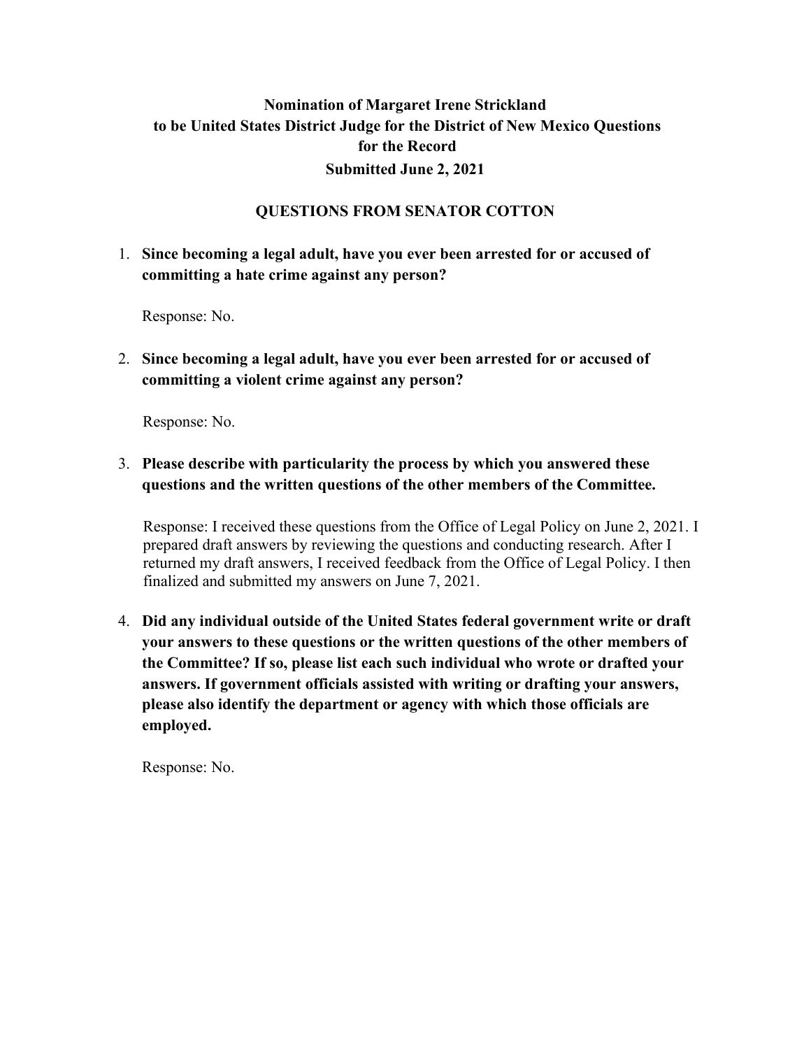**Nomination of Margaret Irene Strickland**
**to be United States District Judge for the District of New Mexico Questions for the Record**
**Submitted June 2, 2021**

## QUESTIONS FROM SENATOR COTTON

1. **Since becoming a legal adult, have you ever been arrested for or accused of committing a hate crime against any person?**

   Response: No.

2. **Since becoming a legal adult, have you ever been arrested for or accused of committing a violent crime against any person?**

   Response: No.

3. **Please describe with particularity the process by which you answered these questions and the written questions of the other members of the Committee.**

   Response: I received these questions from the Office of Legal Policy on June 2, 2021. I prepared draft answers by reviewing the questions and conducting research. After I returned my draft answers, I received feedback from the Office of Legal Policy. I then finalized and submitted my answers on June 7, 2021.

4. **Did any individual outside of the United States federal government write or draft your answers to these questions or the written questions of the other members of the Committee? If so, please list each such individual who wrote or drafted your answers. If government officials assisted with writing or drafting your answers, please also identify the department or agency with which those officials are employed.**

   Response: No.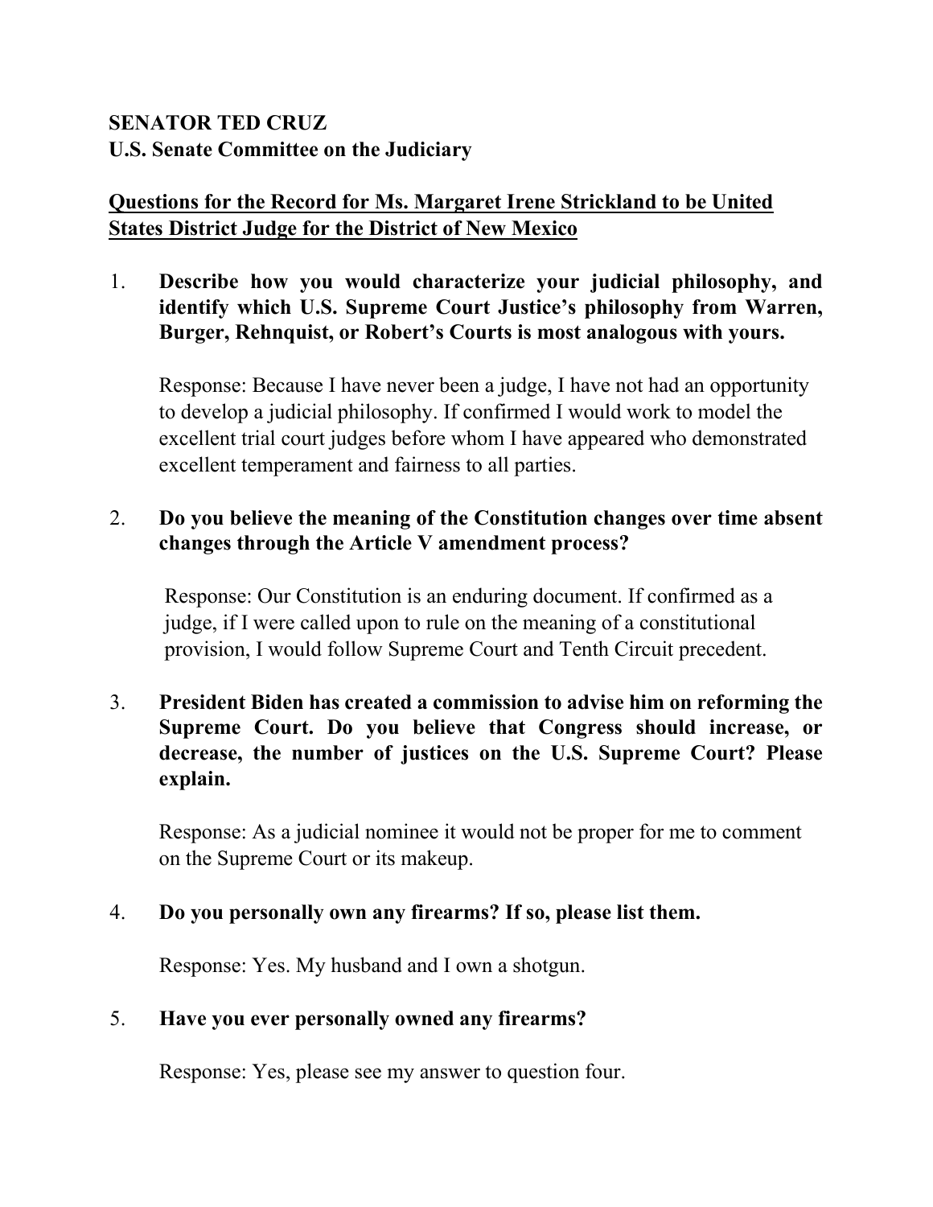**SENATOR TED CRUZ**
**U.S. Senate Committee on the Judiciary**

**<u>Questions for the Record for Ms. Margaret Irene Strickland to be United States District Judge for the District of New Mexico</u>**

1. **Describe how you would characterize your judicial philosophy, and identify which U.S. Supreme Court Justice's philosophy from Warren, Burger, Rehnquist, or Robert's Courts is most analogous with yours.**

   Response: Because I have never been a judge, I have not had an opportunity to develop a judicial philosophy. If confirmed I would work to model the excellent trial court judges before whom I have appeared who demonstrated excellent temperament and fairness to all parties.

2. **Do you believe the meaning of the Constitution changes over time absent changes through the Article V amendment process?**

   Response: Our Constitution is an enduring document. If confirmed as a judge, if I were called upon to rule on the meaning of a constitutional provision, I would follow Supreme Court and Tenth Circuit precedent.

3. **President Biden has created a commission to advise him on reforming the Supreme Court. Do you believe that Congress should increase, or decrease, the number of justices on the U.S. Supreme Court? Please explain.**

   Response: As a judicial nominee it would not be proper for me to comment on the Supreme Court or its makeup.

4. **Do you personally own any firearms? If so, please list them.**

   Response: Yes. My husband and I own a shotgun.

5. **Have you ever personally owned any firearms?**

   Response: Yes, please see my answer to question four.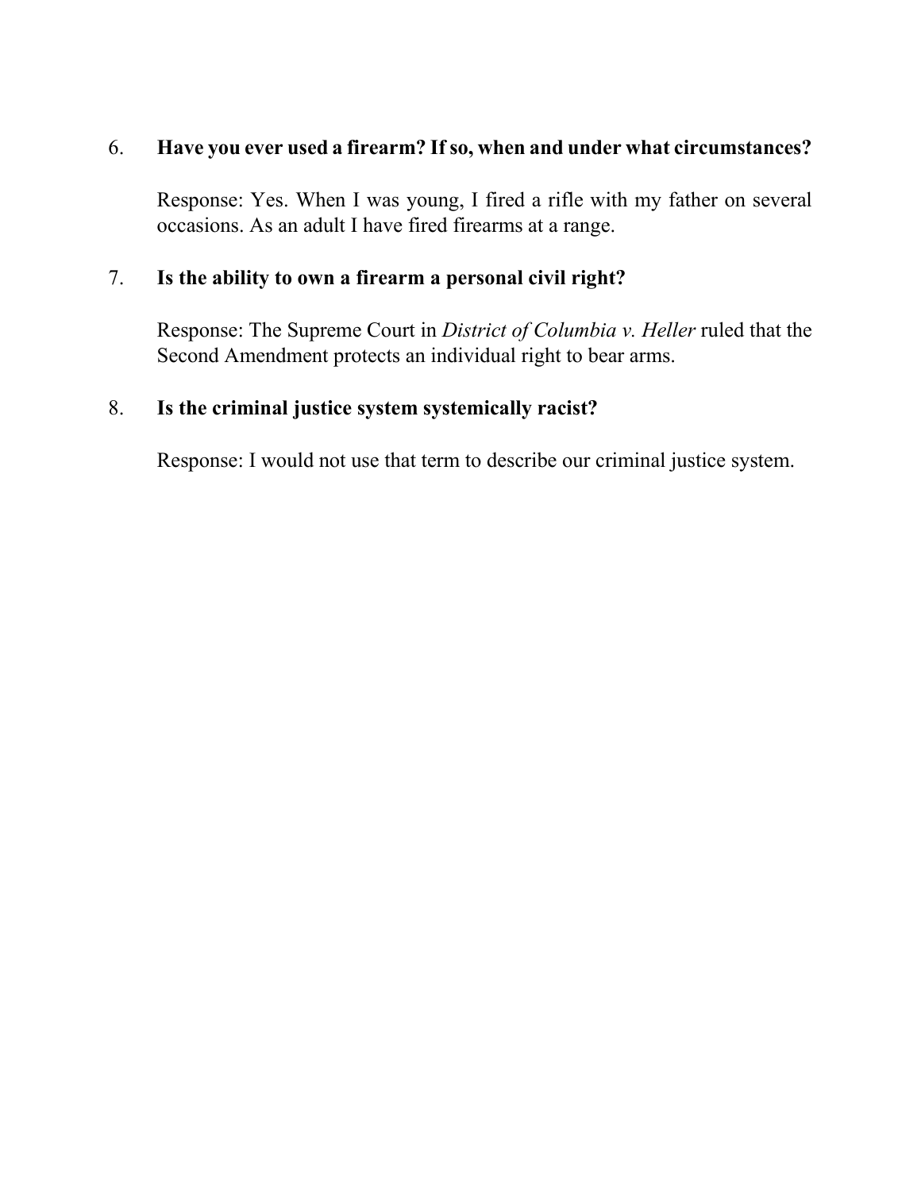6. **Have you ever used a firearm? If so, when and under what circumstances?**

   Response: Yes. When I was young, I fired a rifle with my father on several occasions. As an adult I have fired firearms at a range.

7. **Is the ability to own a firearm a personal civil right?**

   Response: The Supreme Court in *District of Columbia v. Heller* ruled that the Second Amendment protects an individual right to bear arms.

8. **Is the criminal justice system systemically racist?**

   Response: I would not use that term to describe our criminal justice system.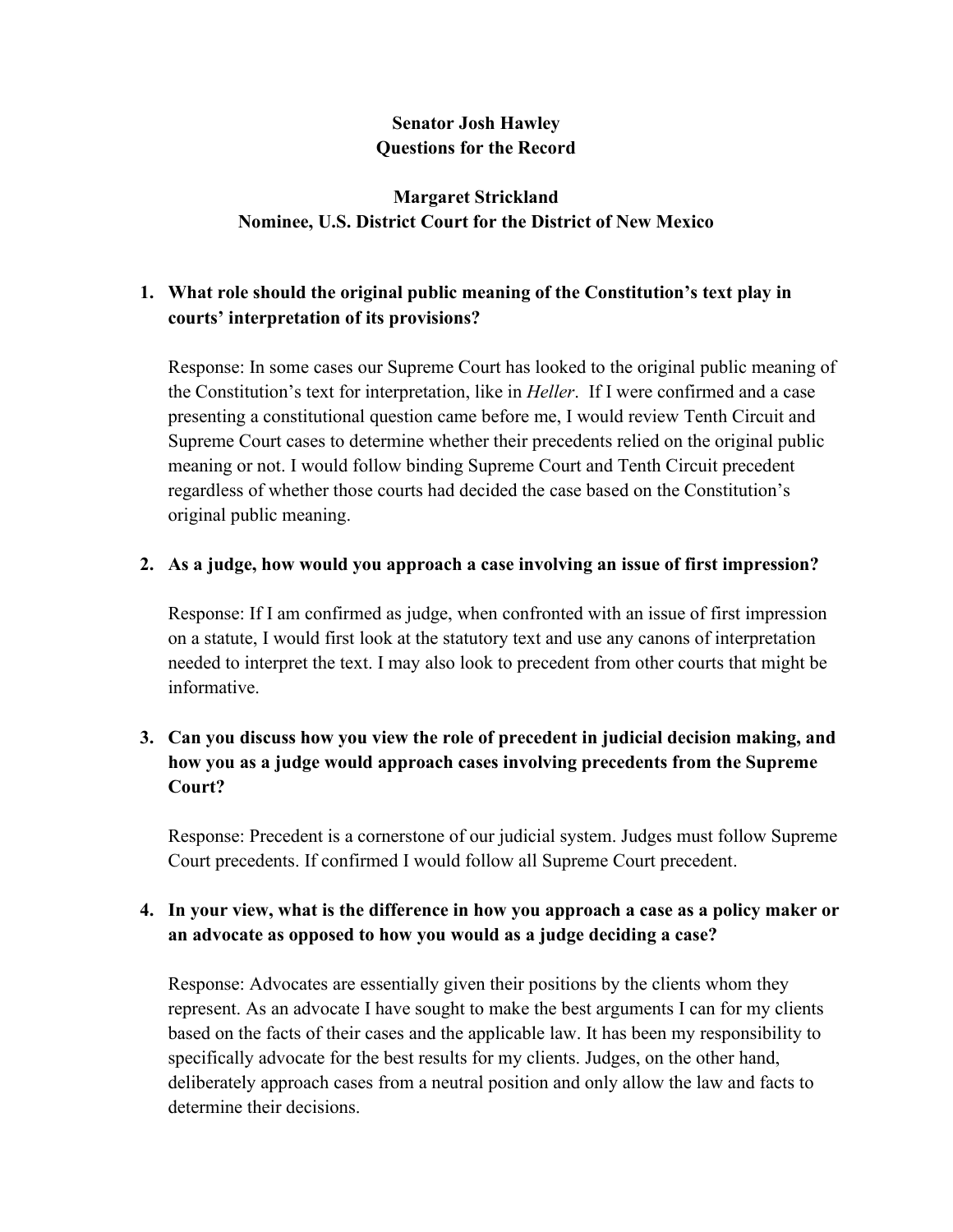**Senator Josh Hawley**
**Questions for the Record**

**Margaret Strickland**
**Nominee, U.S. District Court for the District of New Mexico**

1. **What role should the original public meaning of the Constitution's text play in courts' interpretation of its provisions?**

   Response: In some cases our Supreme Court has looked to the original public meaning of the Constitution's text for interpretation, like in *Heller*. If I were confirmed and a case presenting a constitutional question came before me, I would review Tenth Circuit and Supreme Court cases to determine whether their precedents relied on the original public meaning or not. I would follow binding Supreme Court and Tenth Circuit precedent regardless of whether those courts had decided the case based on the Constitution's original public meaning.

2. **As a judge, how would you approach a case involving an issue of first impression?**

   Response: If I am confirmed as judge, when confronted with an issue of first impression on a statute, I would first look at the statutory text and use any canons of interpretation needed to interpret the text. I may also look to precedent from other courts that might be informative.

3. **Can you discuss how you view the role of precedent in judicial decision making, and how you as a judge would approach cases involving precedents from the Supreme Court?**

   Response: Precedent is a cornerstone of our judicial system. Judges must follow Supreme Court precedents. If confirmed I would follow all Supreme Court precedent.

4. **In your view, what is the difference in how you approach a case as a policy maker or an advocate as opposed to how you would as a judge deciding a case?**

   Response: Advocates are essentially given their positions by the clients whom they represent. As an advocate I have sought to make the best arguments I can for my clients based on the facts of their cases and the applicable law. It has been my responsibility to specifically advocate for the best results for my clients. Judges, on the other hand, deliberately approach cases from a neutral position and only allow the law and facts to determine their decisions.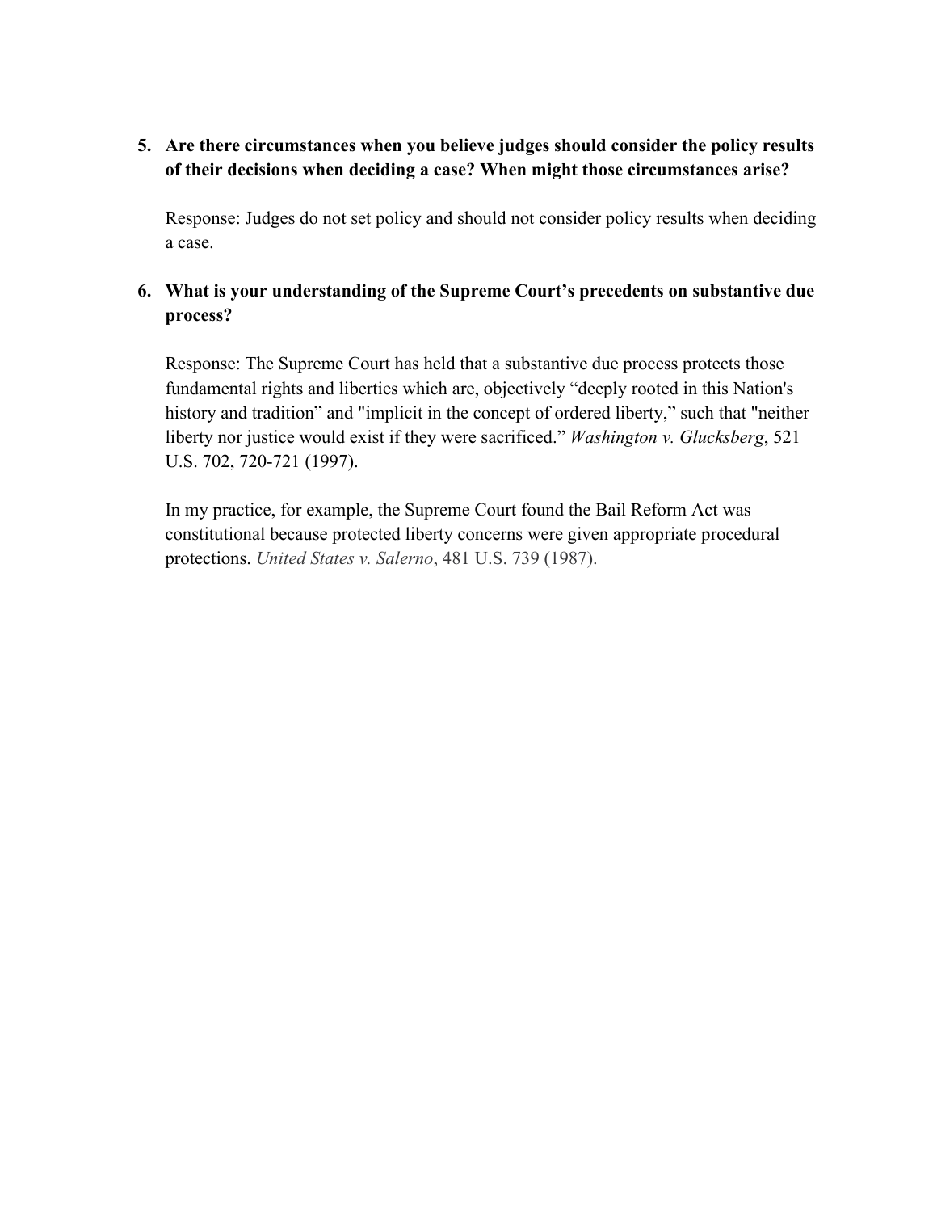5. **Are there circumstances when you believe judges should consider the policy results of their decisions when deciding a case? When might those circumstances arise?**

   Response: Judges do not set policy and should not consider policy results when deciding a case.

6. **What is your understanding of the Supreme Court's precedents on substantive due process?**

   Response: The Supreme Court has held that a substantive due process protects those fundamental rights and liberties which are, objectively "deeply rooted in this Nation's history and tradition" and "implicit in the concept of ordered liberty," such that "neither liberty nor justice would exist if they were sacrificed." *Washington v. Glucksberg*, 521 U.S. 702, 720-721 (1997).

   In my practice, for example, the Supreme Court found the Bail Reform Act was constitutional because protected liberty concerns were given appropriate procedural protections. *United States v. Salerno*, 481 U.S. 739 (1987).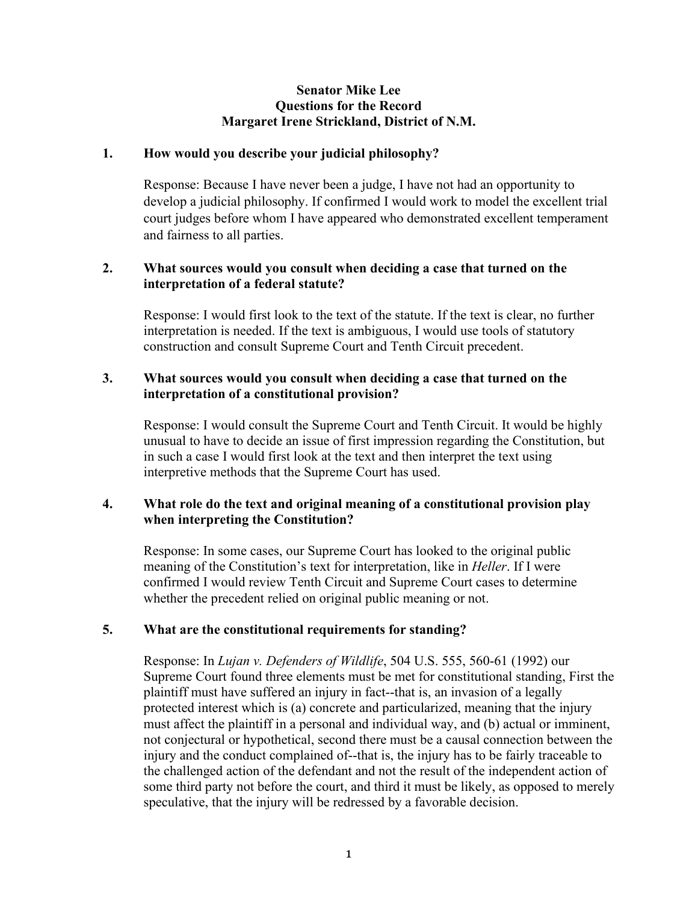**Senator Mike Lee**
**Questions for the Record**
**Margaret Irene Strickland, District of N.M.**

1. **How would you describe your judicial philosophy?**

   Response: Because I have never been a judge, I have not had an opportunity to develop a judicial philosophy. If confirmed I would work to model the excellent trial court judges before whom I have appeared who demonstrated excellent temperament and fairness to all parties.

2. **What sources would you consult when deciding a case that turned on the interpretation of a federal statute?**

   Response: I would first look to the text of the statute. If the text is clear, no further interpretation is needed. If the text is ambiguous, I would use tools of statutory construction and consult Supreme Court and Tenth Circuit precedent.

3. **What sources would you consult when deciding a case that turned on the interpretation of a constitutional provision?**

   Response: I would consult the Supreme Court and Tenth Circuit. It would be highly unusual to have to decide an issue of first impression regarding the Constitution, but in such a case I would first look at the text and then interpret the text using interpretive methods that the Supreme Court has used.

4. **What role do the text and original meaning of a constitutional provision play when interpreting the Constitution?**

   Response: In some cases, our Supreme Court has looked to the original public meaning of the Constitution's text for interpretation, like in *Heller*. If I were confirmed I would review Tenth Circuit and Supreme Court cases to determine whether the precedent relied on original public meaning or not.

5. **What are the constitutional requirements for standing?**

   Response: In *Lujan v. Defenders of Wildlife*, 504 U.S. 555, 560-61 (1992) our Supreme Court found three elements must be met for constitutional standing, First the plaintiff must have suffered an injury in fact--that is, an invasion of a legally protected interest which is (a) concrete and particularized, meaning that the injury must affect the plaintiff in a personal and individual way, and (b) actual or imminent, not conjectural or hypothetical, second there must be a causal connection between the injury and the conduct complained of--that is, the injury has to be fairly traceable to the challenged action of the defendant and not the result of the independent action of some third party not before the court, and third it must be likely, as opposed to merely speculative, that the injury will be redressed by a favorable decision.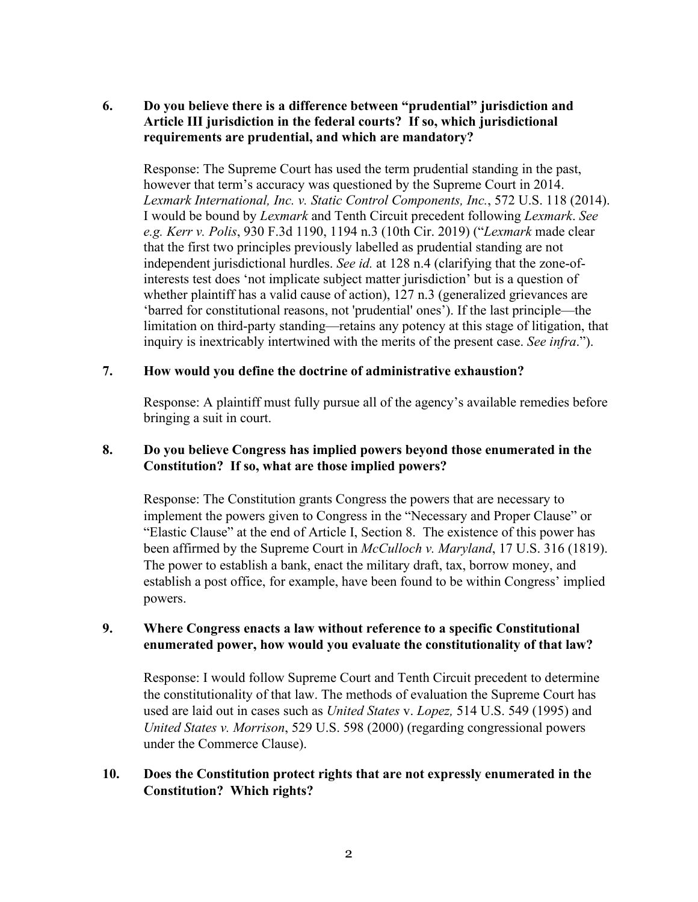**6. Do you believe there is a difference between "prudential" jurisdiction and Article III jurisdiction in the federal courts? If so, which jurisdictional requirements are prudential, and which are mandatory?**

Response: The Supreme Court has used the term prudential standing in the past, however that term's accuracy was questioned by the Supreme Court in 2014. *Lexmark International, Inc. v. Static Control Components, Inc.*, 572 U.S. 118 (2014). I would be bound by *Lexmark* and Tenth Circuit precedent following *Lexmark*. *See e.g. Kerr v. Polis*, 930 F.3d 1190, 1194 n.3 (10th Cir. 2019) ("*Lexmark* made clear that the first two principles previously labelled as prudential standing are not independent jurisdictional hurdles. *See id.* at 128 n.4 (clarifying that the zone-of-interests test does 'not implicate subject matter jurisdiction' but is a question of whether plaintiff has a valid cause of action), 127 n.3 (generalized grievances are 'barred for constitutional reasons, not 'prudential' ones'). If the last principle—the limitation on third-party standing—retains any potency at this stage of litigation, that inquiry is inextricably intertwined with the merits of the present case. *See infra*.").

**7. How would you define the doctrine of administrative exhaustion?**

Response: A plaintiff must fully pursue all of the agency's available remedies before bringing a suit in court.

**8. Do you believe Congress has implied powers beyond those enumerated in the Constitution? If so, what are those implied powers?**

Response: The Constitution grants Congress the powers that are necessary to implement the powers given to Congress in the "Necessary and Proper Clause" or "Elastic Clause" at the end of Article I, Section 8. The existence of this power has been affirmed by the Supreme Court in *McCulloch v. Maryland*, 17 U.S. 316 (1819). The power to establish a bank, enact the military draft, tax, borrow money, and establish a post office, for example, have been found to be within Congress' implied powers.

**9. Where Congress enacts a law without reference to a specific Constitutional enumerated power, how would you evaluate the constitutionality of that law?**

Response: I would follow Supreme Court and Tenth Circuit precedent to determine the constitutionality of that law. The methods of evaluation the Supreme Court has used are laid out in cases such as *United States* v. *Lopez,* 514 U.S. 549 (1995) and *United States v. Morrison*, 529 U.S. 598 (2000) (regarding congressional powers under the Commerce Clause).

**10. Does the Constitution protect rights that are not expressly enumerated in the Constitution? Which rights?**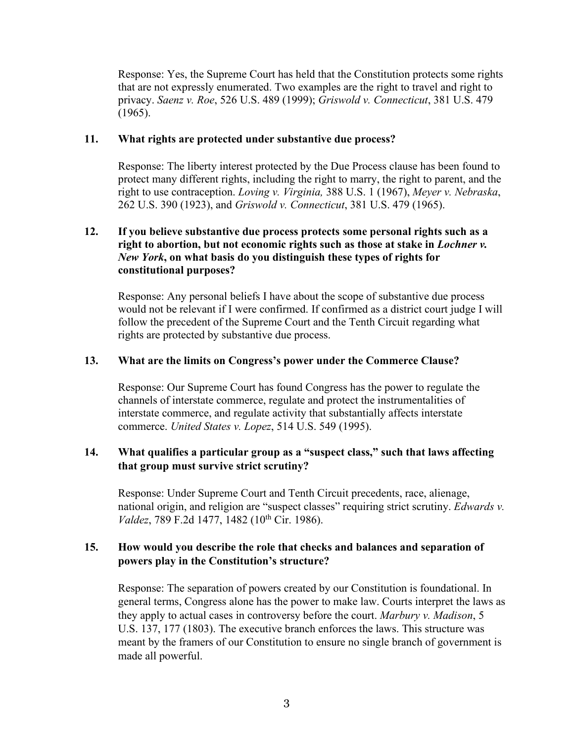Response: Yes, the Supreme Court has held that the Constitution protects some rights that are not expressly enumerated. Two examples are the right to travel and right to privacy. *Saenz v. Roe*, 526 U.S. 489 (1999); *Griswold v. Connecticut*, 381 U.S. 479 (1965).

**11. What rights are protected under substantive due process?**

Response: The liberty interest protected by the Due Process clause has been found to protect many different rights, including the right to marry, the right to parent, and the right to use contraception. *Loving v. Virginia,* 388 U.S. 1 (1967), *Meyer v. Nebraska*, 262 U.S. 390 (1923), and *Griswold v. Connecticut*, 381 U.S. 479 (1965).

**12. If you believe substantive due process protects some personal rights such as a right to abortion, but not economic rights such as those at stake in *Lochner v. New York*, on what basis do you distinguish these types of rights for constitutional purposes?**

Response: Any personal beliefs I have about the scope of substantive due process would not be relevant if I were confirmed. If confirmed as a district court judge I will follow the precedent of the Supreme Court and the Tenth Circuit regarding what rights are protected by substantive due process.

**13. What are the limits on Congress's power under the Commerce Clause?**

Response: Our Supreme Court has found Congress has the power to regulate the channels of interstate commerce, regulate and protect the instrumentalities of interstate commerce, and regulate activity that substantially affects interstate commerce. *United States v. Lopez*, 514 U.S. 549 (1995).

**14. What qualifies a particular group as a "suspect class," such that laws affecting that group must survive strict scrutiny?**

Response: Under Supreme Court and Tenth Circuit precedents, race, alienage, national origin, and religion are "suspect classes" requiring strict scrutiny. *Edwards v. Valdez*, 789 F.2d 1477, 1482 (10th Cir. 1986).

**15. How would you describe the role that checks and balances and separation of powers play in the Constitution's structure?**

Response: The separation of powers created by our Constitution is foundational. In general terms, Congress alone has the power to make law. Courts interpret the laws as they apply to actual cases in controversy before the court. *Marbury v. Madison*, 5 U.S. 137, 177 (1803). The executive branch enforces the laws. This structure was meant by the framers of our Constitution to ensure no single branch of government is made all powerful.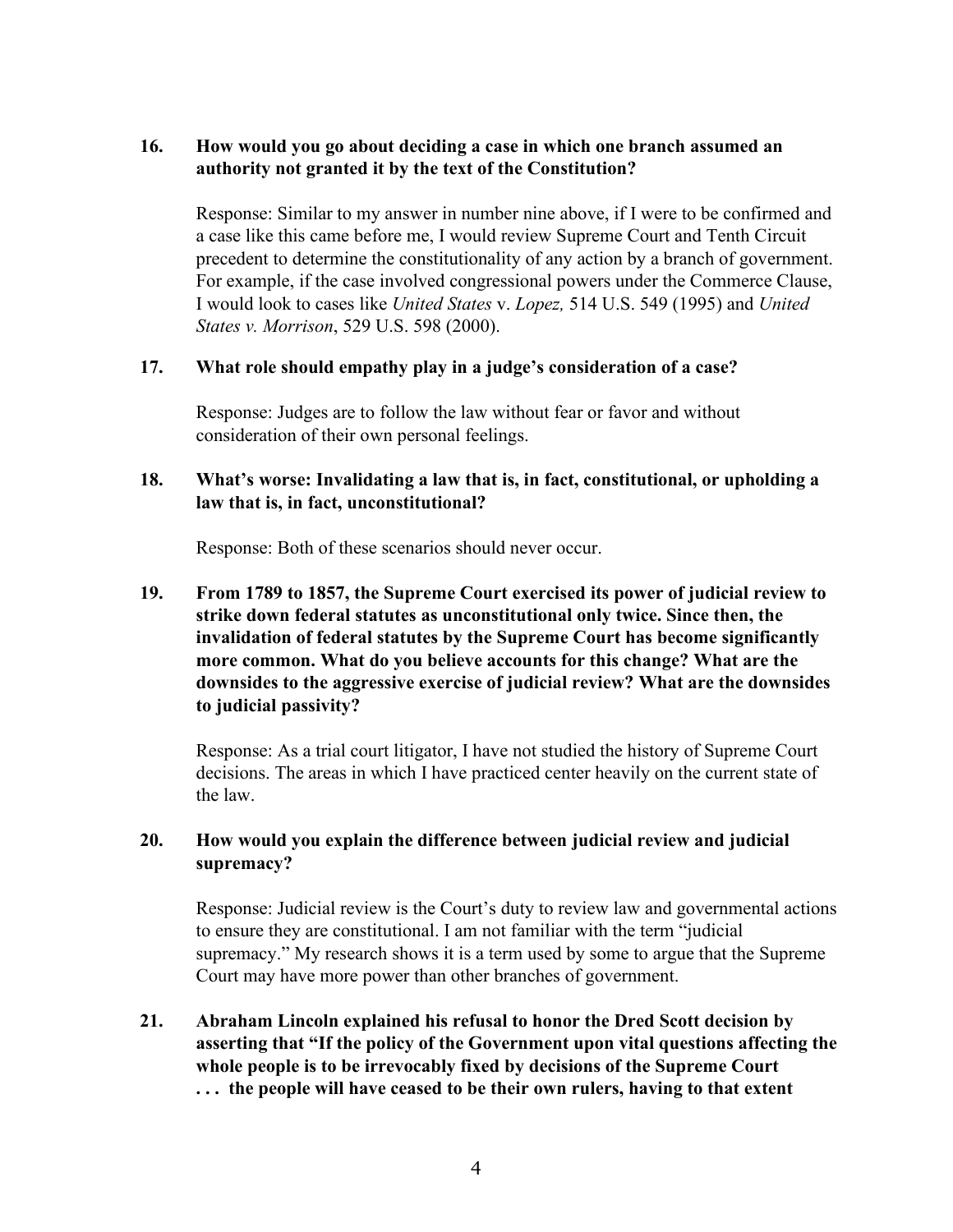**16. How would you go about deciding a case in which one branch assumed an authority not granted it by the text of the Constitution?**

Response: Similar to my answer in number nine above, if I were to be confirmed and a case like this came before me, I would review Supreme Court and Tenth Circuit precedent to determine the constitutionality of any action by a branch of government. For example, if the case involved congressional powers under the Commerce Clause, I would look to cases like *United States* v. *Lopez,* 514 U.S. 549 (1995) and *United States v. Morrison*, 529 U.S. 598 (2000).

**17. What role should empathy play in a judge's consideration of a case?**

Response: Judges are to follow the law without fear or favor and without consideration of their own personal feelings.

**18. What's worse: Invalidating a law that is, in fact, constitutional, or upholding a law that is, in fact, unconstitutional?**

Response: Both of these scenarios should never occur.

**19. From 1789 to 1857, the Supreme Court exercised its power of judicial review to strike down federal statutes as unconstitutional only twice. Since then, the invalidation of federal statutes by the Supreme Court has become significantly more common. What do you believe accounts for this change? What are the downsides to the aggressive exercise of judicial review? What are the downsides to judicial passivity?**

Response: As a trial court litigator, I have not studied the history of Supreme Court decisions. The areas in which I have practiced center heavily on the current state of the law.

**20. How would you explain the difference between judicial review and judicial supremacy?**

Response: Judicial review is the Court's duty to review law and governmental actions to ensure they are constitutional. I am not familiar with the term "judicial supremacy." My research shows it is a term used by some to argue that the Supreme Court may have more power than other branches of government.

**21. Abraham Lincoln explained his refusal to honor the Dred Scott decision by asserting that "If the policy of the Government upon vital questions affecting the whole people is to be irrevocably fixed by decisions of the Supreme Court . . . the people will have ceased to be their own rulers, having to that extent**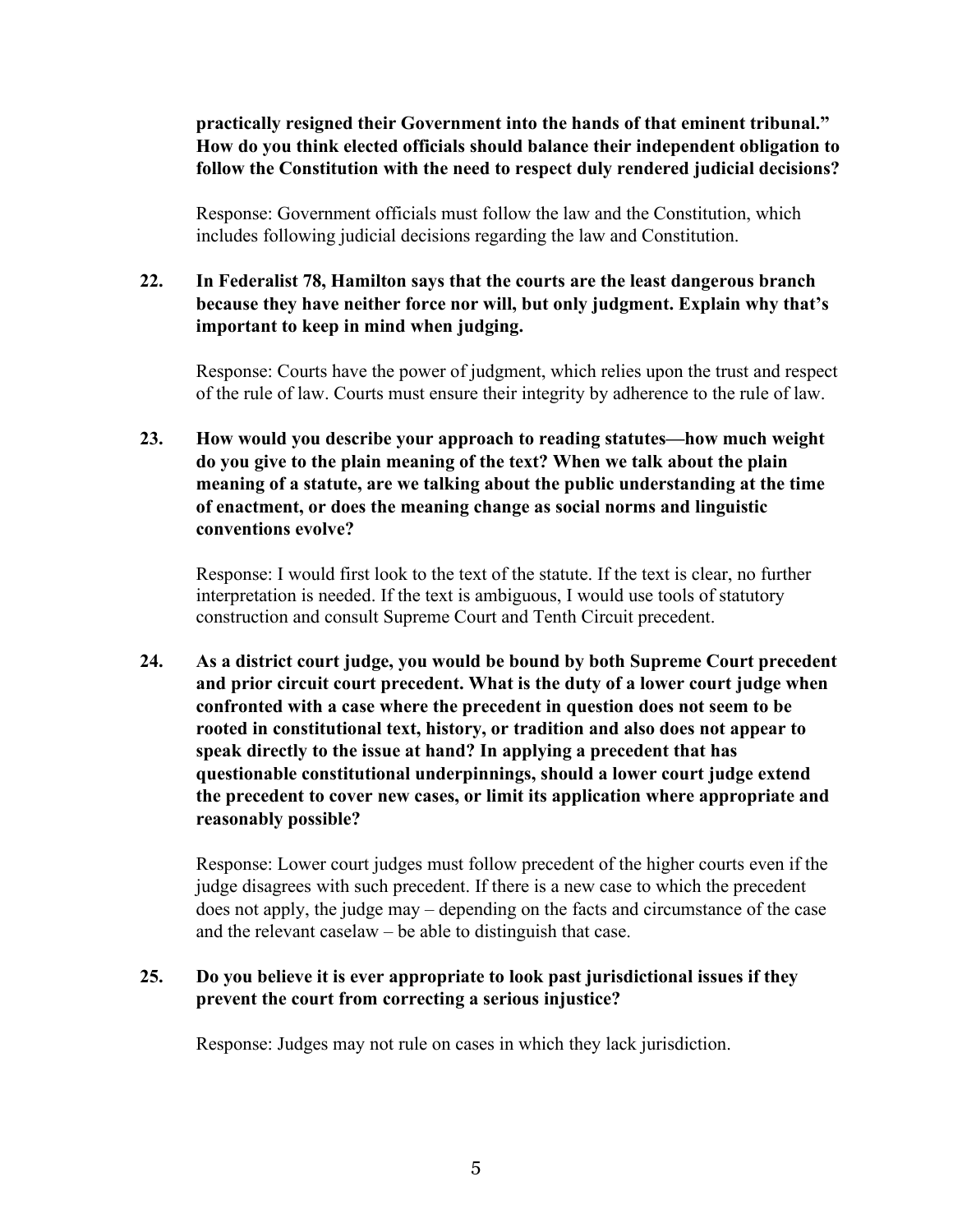**practically resigned their Government into the hands of that eminent tribunal." How do you think elected officials should balance their independent obligation to follow the Constitution with the need to respect duly rendered judicial decisions?**

Response: Government officials must follow the law and the Constitution, which includes following judicial decisions regarding the law and Constitution.

**22. In Federalist 78, Hamilton says that the courts are the least dangerous branch because they have neither force nor will, but only judgment. Explain why that's important to keep in mind when judging.**

Response: Courts have the power of judgment, which relies upon the trust and respect of the rule of law. Courts must ensure their integrity by adherence to the rule of law.

**23. How would you describe your approach to reading statutes—how much weight do you give to the plain meaning of the text? When we talk about the plain meaning of a statute, are we talking about the public understanding at the time of enactment, or does the meaning change as social norms and linguistic conventions evolve?**

Response: I would first look to the text of the statute. If the text is clear, no further interpretation is needed. If the text is ambiguous, I would use tools of statutory construction and consult Supreme Court and Tenth Circuit precedent.

**24. As a district court judge, you would be bound by both Supreme Court precedent and prior circuit court precedent. What is the duty of a lower court judge when confronted with a case where the precedent in question does not seem to be rooted in constitutional text, history, or tradition and also does not appear to speak directly to the issue at hand? In applying a precedent that has questionable constitutional underpinnings, should a lower court judge extend the precedent to cover new cases, or limit its application where appropriate and reasonably possible?**

Response: Lower court judges must follow precedent of the higher courts even if the judge disagrees with such precedent. If there is a new case to which the precedent does not apply, the judge may – depending on the facts and circumstance of the case and the relevant caselaw – be able to distinguish that case.

**25. Do you believe it is ever appropriate to look past jurisdictional issues if they prevent the court from correcting a serious injustice?**

Response: Judges may not rule on cases in which they lack jurisdiction.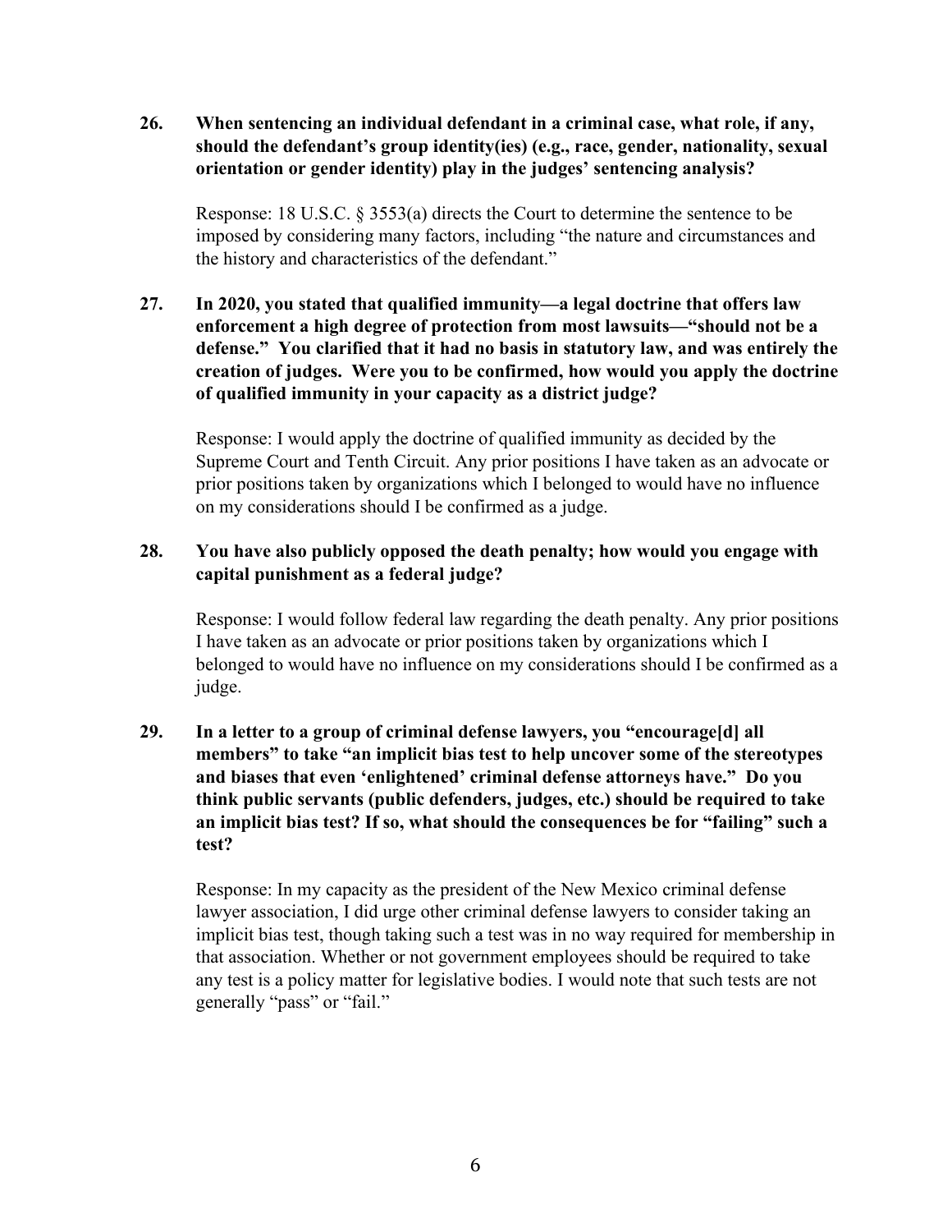**26. When sentencing an individual defendant in a criminal case, what role, if any, should the defendant's group identity(ies) (e.g., race, gender, nationality, sexual orientation or gender identity) play in the judges' sentencing analysis?**

Response: 18 U.S.C. § 3553(a) directs the Court to determine the sentence to be imposed by considering many factors, including "the nature and circumstances and the history and characteristics of the defendant."

**27. In 2020, you stated that qualified immunity—a legal doctrine that offers law enforcement a high degree of protection from most lawsuits—"should not be a defense." You clarified that it had no basis in statutory law, and was entirely the creation of judges. Were you to be confirmed, how would you apply the doctrine of qualified immunity in your capacity as a district judge?**

Response: I would apply the doctrine of qualified immunity as decided by the Supreme Court and Tenth Circuit. Any prior positions I have taken as an advocate or prior positions taken by organizations which I belonged to would have no influence on my considerations should I be confirmed as a judge.

**28. You have also publicly opposed the death penalty; how would you engage with capital punishment as a federal judge?**

Response: I would follow federal law regarding the death penalty. Any prior positions I have taken as an advocate or prior positions taken by organizations which I belonged to would have no influence on my considerations should I be confirmed as a judge.

**29. In a letter to a group of criminal defense lawyers, you "encourage[d] all members" to take "an implicit bias test to help uncover some of the stereotypes and biases that even 'enlightened' criminal defense attorneys have." Do you think public servants (public defenders, judges, etc.) should be required to take an implicit bias test? If so, what should the consequences be for "failing" such a test?**

Response: In my capacity as the president of the New Mexico criminal defense lawyer association, I did urge other criminal defense lawyers to consider taking an implicit bias test, though taking such a test was in no way required for membership in that association. Whether or not government employees should be required to take any test is a policy matter for legislative bodies. I would note that such tests are not generally "pass" or "fail."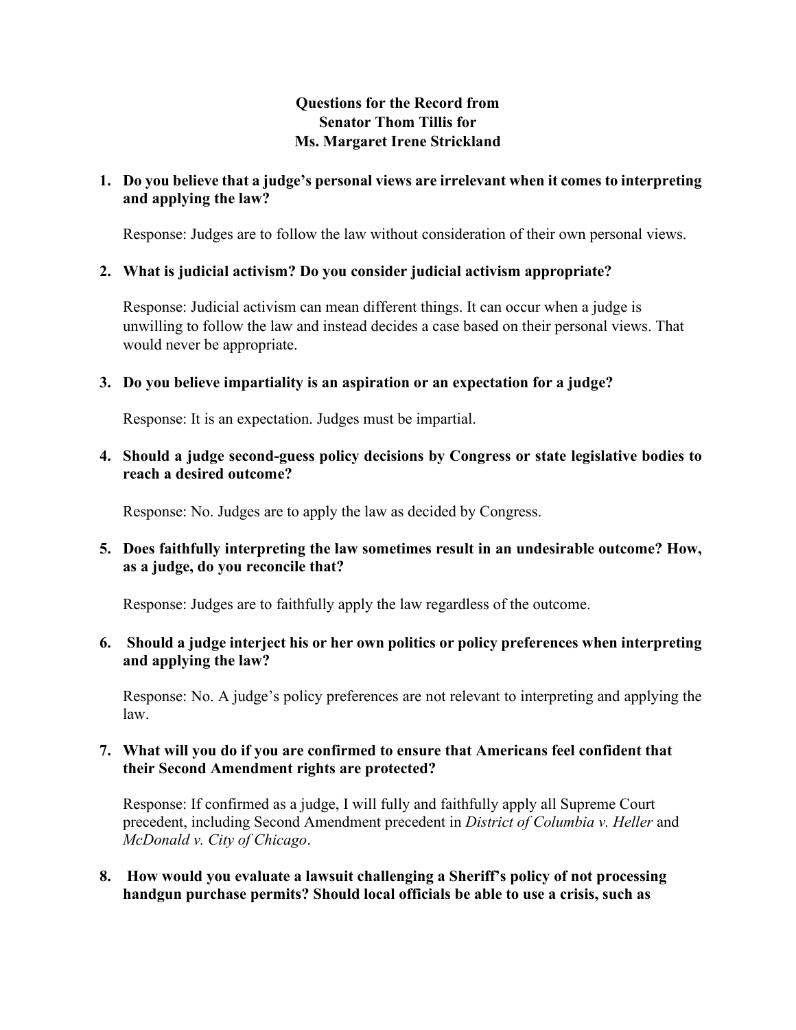**Questions for the Record from**
**Senator Thom Tillis for**
**Ms. Margaret Irene Strickland**

1. **Do you believe that a judge's personal views are irrelevant when it comes to interpreting and applying the law?**

   Response: Judges are to follow the law without consideration of their own personal views.

2. **What is judicial activism? Do you consider judicial activism appropriate?**

   Response: Judicial activism can mean different things. It can occur when a judge is unwilling to follow the law and instead decides a case based on their personal views. That would never be appropriate.

3. **Do you believe impartiality is an aspiration or an expectation for a judge?**

   Response: It is an expectation. Judges must be impartial.

4. **Should a judge second-guess policy decisions by Congress or state legislative bodies to reach a desired outcome?**

   Response: No. Judges are to apply the law as decided by Congress.

5. **Does faithfully interpreting the law sometimes result in an undesirable outcome? How, as a judge, do you reconcile that?**

   Response: Judges are to faithfully apply the law regardless of the outcome.

6. **Should a judge interject his or her own politics or policy preferences when interpreting and applying the law?**

   Response: No. A judge's policy preferences are not relevant to interpreting and applying the law.

7. **What will you do if you are confirmed to ensure that Americans feel confident that their Second Amendment rights are protected?**

   Response: If confirmed as a judge, I will fully and faithfully apply all Supreme Court precedent, including Second Amendment precedent in *District of Columbia v. Heller* and *McDonald v. City of Chicago*.

8. **How would you evaluate a lawsuit challenging a Sheriff's policy of not processing handgun purchase permits? Should local officials be able to use a crisis, such as**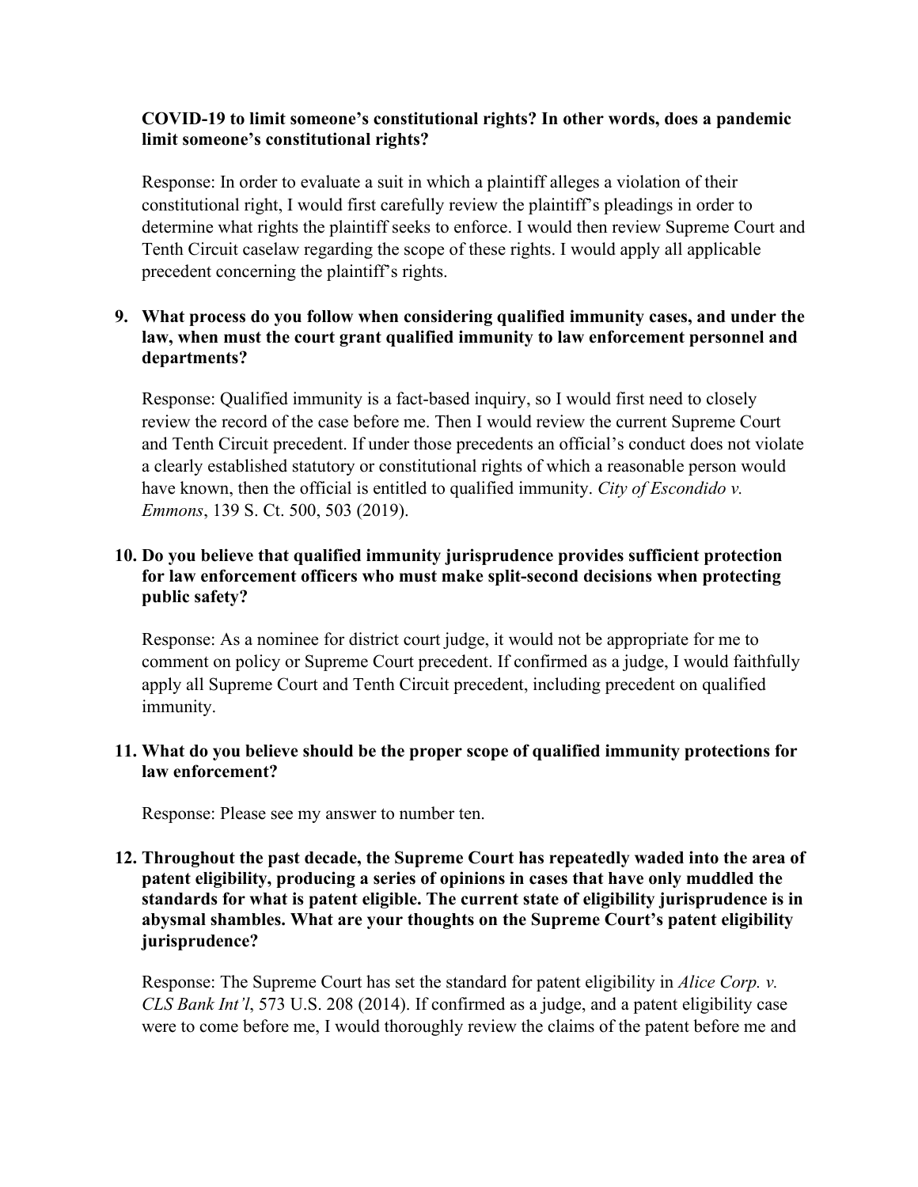**COVID-19 to limit someone's constitutional rights? In other words, does a pandemic limit someone's constitutional rights?**

Response: In order to evaluate a suit in which a plaintiff alleges a violation of their constitutional right, I would first carefully review the plaintiff's pleadings in order to determine what rights the plaintiff seeks to enforce. I would then review Supreme Court and Tenth Circuit caselaw regarding the scope of these rights. I would apply all applicable precedent concerning the plaintiff's rights.

9. **What process do you follow when considering qualified immunity cases, and under the law, when must the court grant qualified immunity to law enforcement personnel and departments?**

   Response: Qualified immunity is a fact-based inquiry, so I would first need to closely review the record of the case before me. Then I would review the current Supreme Court and Tenth Circuit precedent. If under those precedents an official's conduct does not violate a clearly established statutory or constitutional rights of which a reasonable person would have known, then the official is entitled to qualified immunity. *City of Escondido v. Emmons*, 139 S. Ct. 500, 503 (2019).

10. **Do you believe that qualified immunity jurisprudence provides sufficient protection for law enforcement officers who must make split-second decisions when protecting public safety?**

    Response: As a nominee for district court judge, it would not be appropriate for me to comment on policy or Supreme Court precedent. If confirmed as a judge, I would faithfully apply all Supreme Court and Tenth Circuit precedent, including precedent on qualified immunity.

11. **What do you believe should be the proper scope of qualified immunity protections for law enforcement?**

    Response: Please see my answer to number ten.

12. **Throughout the past decade, the Supreme Court has repeatedly waded into the area of patent eligibility, producing a series of opinions in cases that have only muddled the standards for what is patent eligible. The current state of eligibility jurisprudence is in abysmal shambles. What are your thoughts on the Supreme Court's patent eligibility jurisprudence?**

    Response: The Supreme Court has set the standard for patent eligibility in *Alice Corp. v. CLS Bank Int'l*, 573 U.S. 208 (2014). If confirmed as a judge, and a patent eligibility case were to come before me, I would thoroughly review the claims of the patent before me and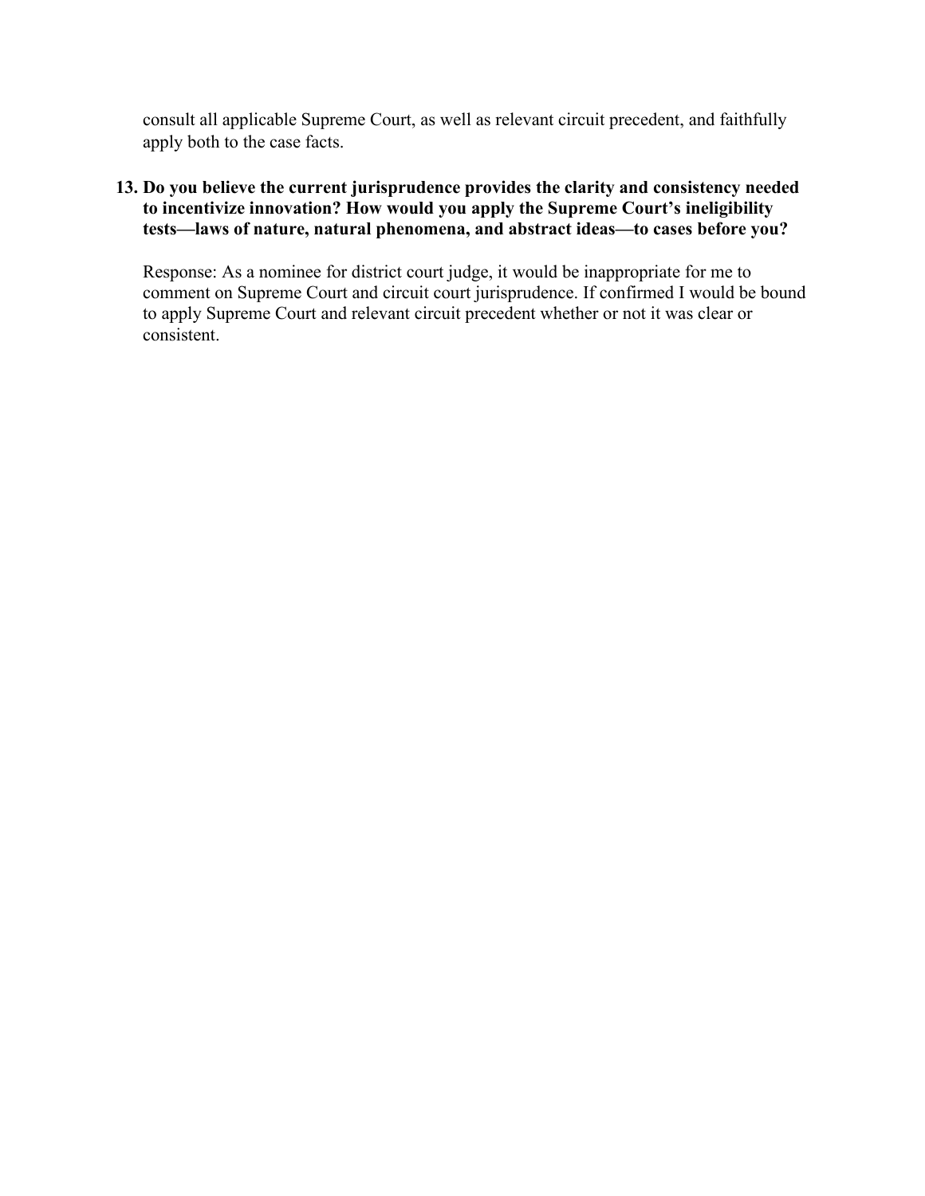consult all applicable Supreme Court, as well as relevant circuit precedent, and faithfully apply both to the case facts.

13. **Do you believe the current jurisprudence provides the clarity and consistency needed to incentivize innovation? How would you apply the Supreme Court's ineligibility tests—laws of nature, natural phenomena, and abstract ideas—to cases before you?**

    Response: As a nominee for district court judge, it would be inappropriate for me to comment on Supreme Court and circuit court jurisprudence. If confirmed I would be bound to apply Supreme Court and relevant circuit precedent whether or not it was clear or consistent.